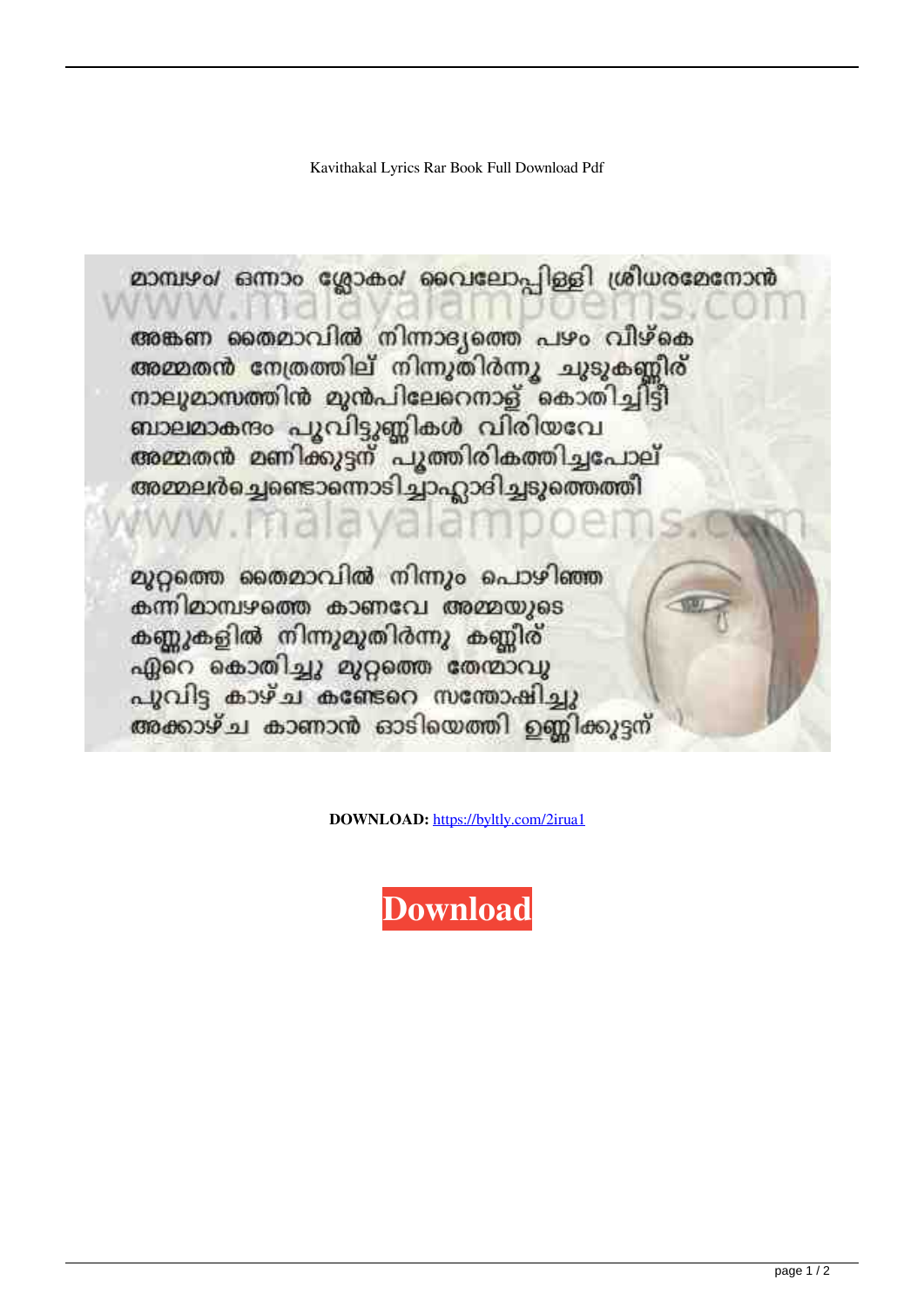Kavithakal Lyrics Rar Book Full Download Pdf

മാമ്പഴം/ ഒന്നാം ശ്ലോകം/ വൈലോപ്പിള്ളി ശ്രീധരമേനോൻ

അങ്കണ തൈമാവിൽ നിന്നാദ്യത്തെ പഴം വീഴ്കെ
അമ്മതൻ നേത്രത്തില് നിന്നുതിർന്നൂ ചുടുകണ്ണീര്
നാലുമാസത്തിൻ മുൻപിലേറെനാള് കൊതിച്ചിട്ടീ
ബാലമാകന്ദം പൂവിട്ടുണ്ണികൾ വിരിയവേ
അമ്മതൻ മണിക്കുട്ടന് പൂത്തിരികത്തിച്ചപോല്
അമ്മലർച്ചെണ്ടൊന്നൊടിച്ചാഹ്ലാദിച്ചടുത്തെത്തി

മുറ്റത്തെ തൈമാവിൽ നിന്നും പൊഴിഞ്ഞ
കന്നിമാമ്പഴത്തെ കാണവേ അമ്മയുടെ
കണ്ണുകളിൽ നിന്നുമുതിർന്നു കണ്ണീര്
ഏറെ കൊതിച്ചു മുറ്റത്തെ തേന്മാവു
പൂവിട്ട കാഴ്ച കണ്ടേറെ സന്തോഷിച്ചു
അക്കാഴ്ച കാണാൻ ഓടിയെത്തി ഉണ്ണിക്കുട്ടന്

**DOWNLOAD:** https://byltly.com/2irua1

**Download**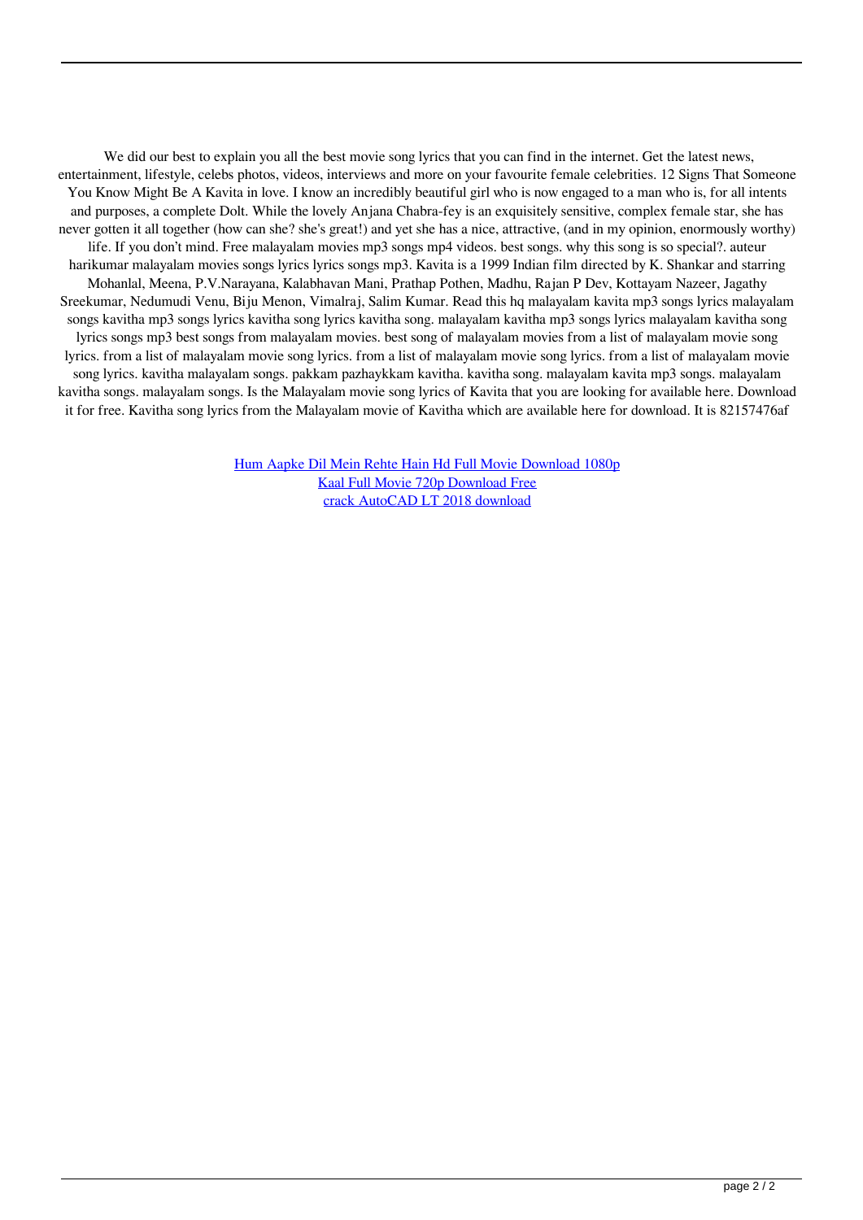We did our best to explain you all the best movie song lyrics that you can find in the internet. Get the latest news, entertainment, lifestyle, celebs photos, videos, interviews and more on your favourite female celebrities. 12 Signs That Someone You Know Might Be A Kavita in love. I know an incredibly beautiful girl who is now engaged to a man who is, for all intents and purposes, a complete Dolt. While the lovely Anjana Chabra-fey is an exquisitely sensitive, complex female star, she has never gotten it all together (how can she? she's great!) and yet she has a nice, attractive, (and in my opinion, enormously worthy) life. If you don't mind. Free malayalam movies mp3 songs mp4 videos. best songs. why this song is so special?. auteur harikumar malayalam movies songs lyrics lyrics songs mp3. Kavita is a 1999 Indian film directed by K. Shankar and starring Mohanlal, Meena, P.V.Narayana, Kalabhavan Mani, Prathap Pothen, Madhu, Rajan P Dev, Kottayam Nazeer, Jagathy Sreekumar, Nedumudi Venu, Biju Menon, Vimalraj, Salim Kumar. Read this hq malayalam kavita mp3 songs lyrics malayalam songs kavitha mp3 songs lyrics kavitha song lyrics kavitha song. malayalam kavitha mp3 songs lyrics malayalam kavitha song lyrics songs mp3 best songs from malayalam movies. best song of malayalam movies from a list of malayalam movie song lyrics. from a list of malayalam movie song lyrics. from a list of malayalam movie song lyrics. from a list of malayalam movie song lyrics. kavitha malayalam songs. pakkam pazhaykkam kavitha. kavitha song. malayalam kavita mp3 songs. malayalam kavitha songs. malayalam songs. Is the Malayalam movie song lyrics of Kavita that you are looking for available here. Download it for free. Kavitha song lyrics from the Malayalam movie of Kavitha which are available here for download. It is 82157476af

Hum Aapke Dil Mein Rehte Hain Hd Full Movie Download 1080p
Kaal Full Movie 720p Download Free
crack AutoCAD LT 2018 download